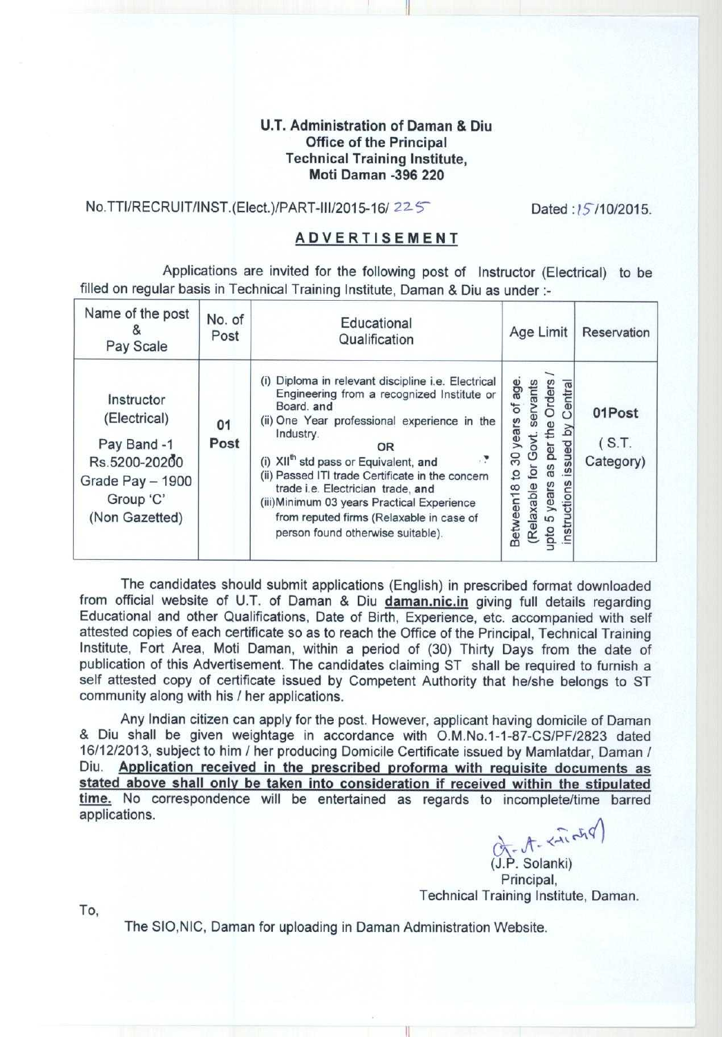**U.T. Administration of Daman & Diu**
**Office of the Principal**
**Technical Training Institute,**
**Moti Daman -396 220**

No.TTI/RECRUIT/INST.(Elect.)/PART-III/2015-16/ 225 Dated : 15/10/2015.

## ADVERTISEMENT

Applications are invited for the following post of Instructor (Electrical) to be filled on regular basis in Technical Training Institute, Daman & Diu as under :-

| Name of the post & Pay Scale | No. of Post | Educational Qualification | Age Limit | Reservation |
|---|---|---|---|---|
| Instructor (Electrical)<br>Pay Band -1 Rs.5200-20200<br>Grade Pay – 1900<br>Group 'C'<br>(Non Gazetted) | 01 Post | (i) Diploma in relevant discipline i.e. Electrical Engineering from a recognized Institute or Board. **and**<br>(ii) One Year professional experience in the Industry.<br>OR<br>(i) XII$^{th}$ std pass or Equivalent, **and**<br>(ii) Passed ITI trade Certificate in the concern trade i.e. Electrician trade, **and**<br>(iii)Minimum 03 years Practical Experience from reputed firms (Relaxable in case of person found otherwise suitable). | Between18 to 30 years of age. (Relaxable for Govt. servants upto 5 years as per the Orders / instructions issued by Central | 01Post<br>( S.T. Category) |

The candidates should submit applications (English) in prescribed format downloaded from official website of U.T. of Daman & Diu **daman.nic.in** giving full details regarding Educational and other Qualifications, Date of Birth, Experience, etc. accompanied with self attested copies of each certificate so as to reach the Office of the Principal, Technical Training Institute, Fort Area, Moti Daman, within a period of (30) Thirty Days from the date of publication of this Advertisement. The candidates claiming ST shall be required to furnish a self attested copy of certificate issued by Competent Authority that he/she belongs to ST community along with his / her applications.

Any Indian citizen can apply for the post. However, applicant having domicile of Daman & Diu shall be given weightage in accordance with O.M.No.1-1-87-CS/PF/2823 dated 16/12/2013, subject to him / her producing Domicile Certificate issued by Mamlatdar, Daman / Diu. **Application received in the prescribed proforma with requisite documents as stated above shall only be taken into consideration if received within the stipulated time.** No correspondence will be entertained as regards to incomplete/time barred applications.

(J.P. Solanki)
Principal,
Technical Training Institute, Daman.

To,

The SIO,NIC, Daman for uploading in Daman Administration Website.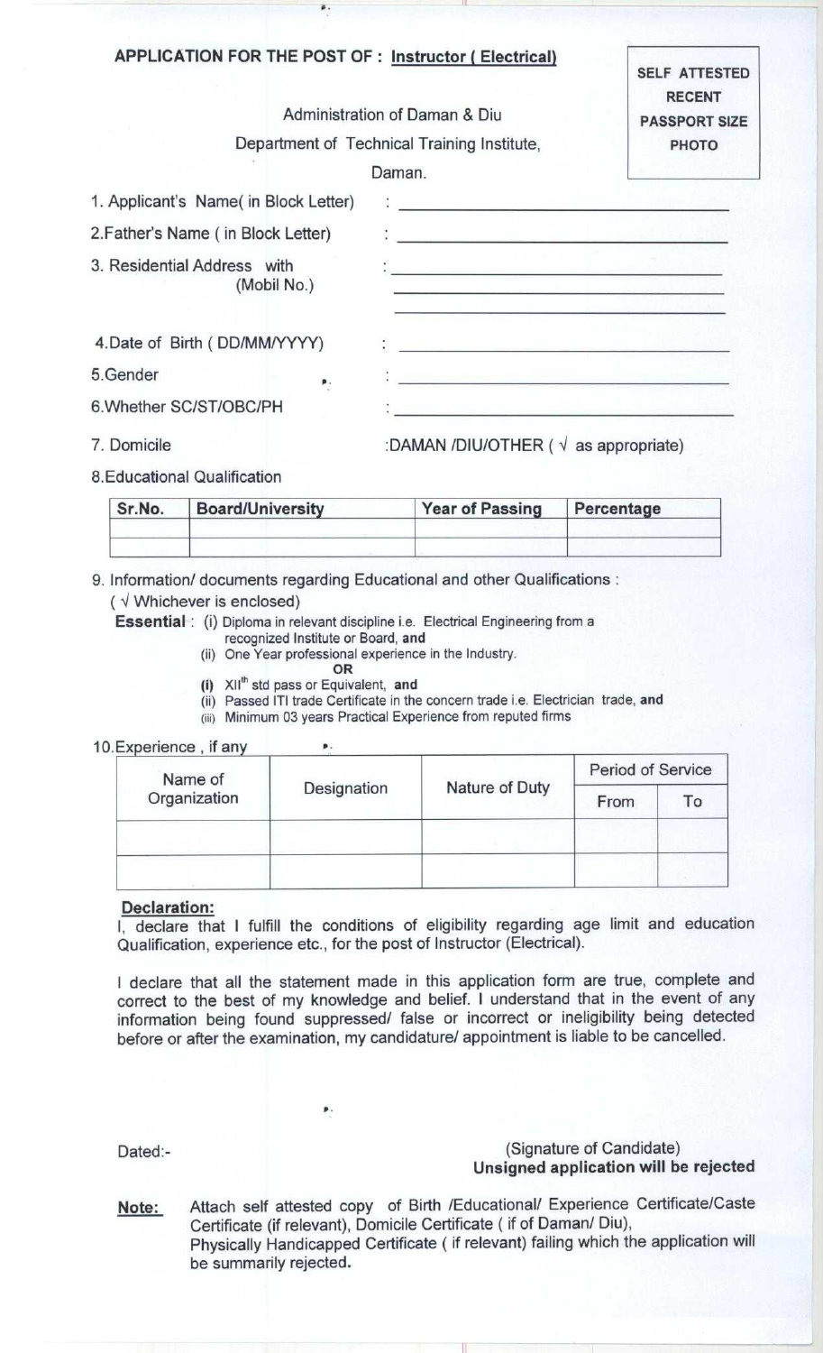## APPLICATION FOR THE POST OF : Instructor ( Electrical)

SELF ATTESTED RECENT PASSPORT SIZE PHOTO

Administration of Daman & Diu

Department of Technical Training Institute,

Daman.

1. Applicant's Name( in Block Letter) : ____________________

2. Father's Name ( in Block Letter) : ____________________

3. Residential Address with (Mobil No.) : ____________________

4. Date of Birth ( DD/MM/YYYY) : ____________________

5. Gender : ____________________

6. Whether SC/ST/OBC/PH : ____________________

7. Domicile :DAMAN /DIU/OTHER ( √ as appropriate)

8. Educational Qualification

| Sr.No. | Board/University | Year of Passing | Percentage |
|---|---|---|---|
| | | | |
| | | | |

9. Information/ documents regarding Educational and other Qualifications :
( √ Whichever is enclosed)

**Essential** : (i) Diploma in relevant discipline i.e. Electrical Engineering from a recognized Institute or Board, **and**
(ii) One Year professional experience in the Industry.

**OR**

**(i)** XII$^{th}$ std pass or Equivalent, **and**
(ii) Passed ITI trade Certificate in the concern trade i.e. Electrician trade, **and**
(iii) Minimum 03 years Practical Experience from reputed firms

10. Experience , if any

| Name of Organization | Designation | Nature of Duty | Period of Service | |
|---|---|---|---|---|
| | | | From | To |
| | | | | |
| | | | | |

**Declaration:**

I, declare that I fulfill the conditions of eligibility regarding age limit and education Qualification, experience etc., for the post of Instructor (Electrical).

I declare that all the statement made in this application form are true, complete and correct to the best of my knowledge and belief. I understand that in the event of any information being found suppressed/ false or incorrect or ineligibility being detected before or after the examination, my candidature/ appointment is liable to be cancelled.

Dated:-

(Signature of Candidate)

**Unsigned application will be rejected**

**Note:** Attach self attested copy of Birth /Educational/ Experience Certificate/Caste Certificate (if relevant), Domicile Certificate ( if of Daman/ Diu), Physically Handicapped Certificate ( if relevant) failing which the application will be summarily rejected.